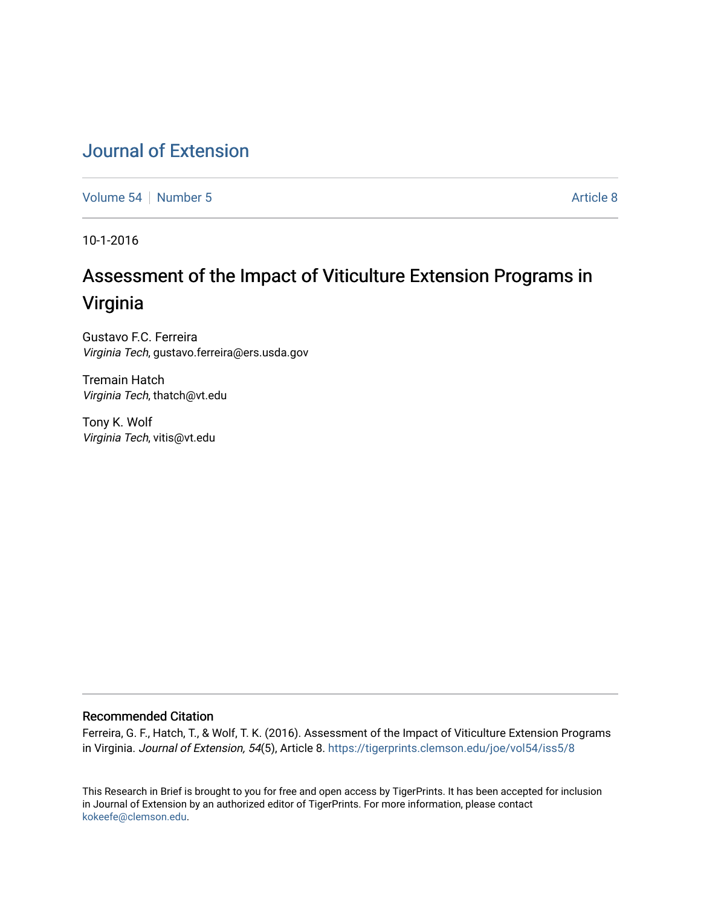# Journal of Extension

Volume 54 | Number 5 | Article 8

10-1-2016

## Assessment of the Impact of Viticulture Extension Programs in Virginia

Gustavo F.C. Ferreira
*Virginia Tech*, gustavo.ferreira@ers.usda.gov

Tremain Hatch
*Virginia Tech*, thatch@vt.edu

Tony K. Wolf
*Virginia Tech*, vitis@vt.edu

### Recommended Citation

Ferreira, G. F., Hatch, T., & Wolf, T. K. (2016). Assessment of the Impact of Viticulture Extension Programs in Virginia. *Journal of Extension, 54*(5), Article 8. https://tigerprints.clemson.edu/joe/vol54/iss5/8

This Research in Brief is brought to you for free and open access by TigerPrints. It has been accepted for inclusion in Journal of Extension by an authorized editor of TigerPrints. For more information, please contact kokeefe@clemson.edu.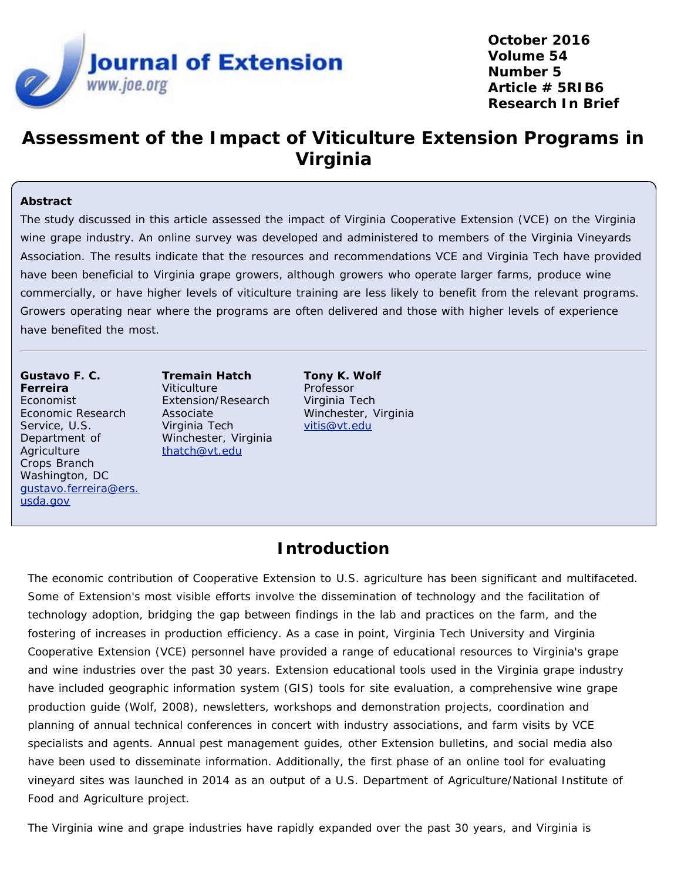# Assessment of the Impact of Viticulture Extension Programs in Virginia

## Abstract

The study discussed in this article assessed the impact of Virginia Cooperative Extension (VCE) on the Virginia wine grape industry. An online survey was developed and administered to members of the Virginia Vineyards Association. The results indicate that the resources and recommendations VCE and Virginia Tech have provided have been beneficial to Virginia grape growers, although growers who operate larger farms, produce wine commercially, or have higher levels of viticulture training are less likely to benefit from the relevant programs. Growers operating near where the programs are often delivered and those with higher levels of experience have benefited the most.

---

**Gustavo F. C. Ferreira**
Economist
Economic Research Service, U.S. Department of Agriculture
Crops Branch
Washington, DC
gustavo.ferreira@ers.usda.gov

**Tremain Hatch**
Viticulture Extension/Research Associate
Virginia Tech
Winchester, Virginia
thatch@vt.edu

**Tony K. Wolf**
Professor
Virginia Tech
Winchester, Virginia
vitis@vt.edu

## Introduction

The economic contribution of Cooperative Extension to U.S. agriculture has been significant and multifaceted. Some of Extension's most visible efforts involve the dissemination of technology and the facilitation of technology adoption, bridging the gap between findings in the lab and practices on the farm, and the fostering of increases in production efficiency. As a case in point, Virginia Tech University and Virginia Cooperative Extension (VCE) personnel have provided a range of educational resources to Virginia's grape and wine industries over the past 30 years. Extension educational tools used in the Virginia grape industry have included geographic information system (GIS) tools for site evaluation, a comprehensive wine grape production guide (Wolf, 2008), newsletters, workshops and demonstration projects, coordination and planning of annual technical conferences in concert with industry associations, and farm visits by VCE specialists and agents. Annual pest management guides, other Extension bulletins, and social media also have been used to disseminate information. Additionally, the first phase of an online tool for evaluating vineyard sites was launched in 2014 as an output of a U.S. Department of Agriculture/National Institute of Food and Agriculture project.

The Virginia wine and grape industries have rapidly expanded over the past 30 years, and Virginia is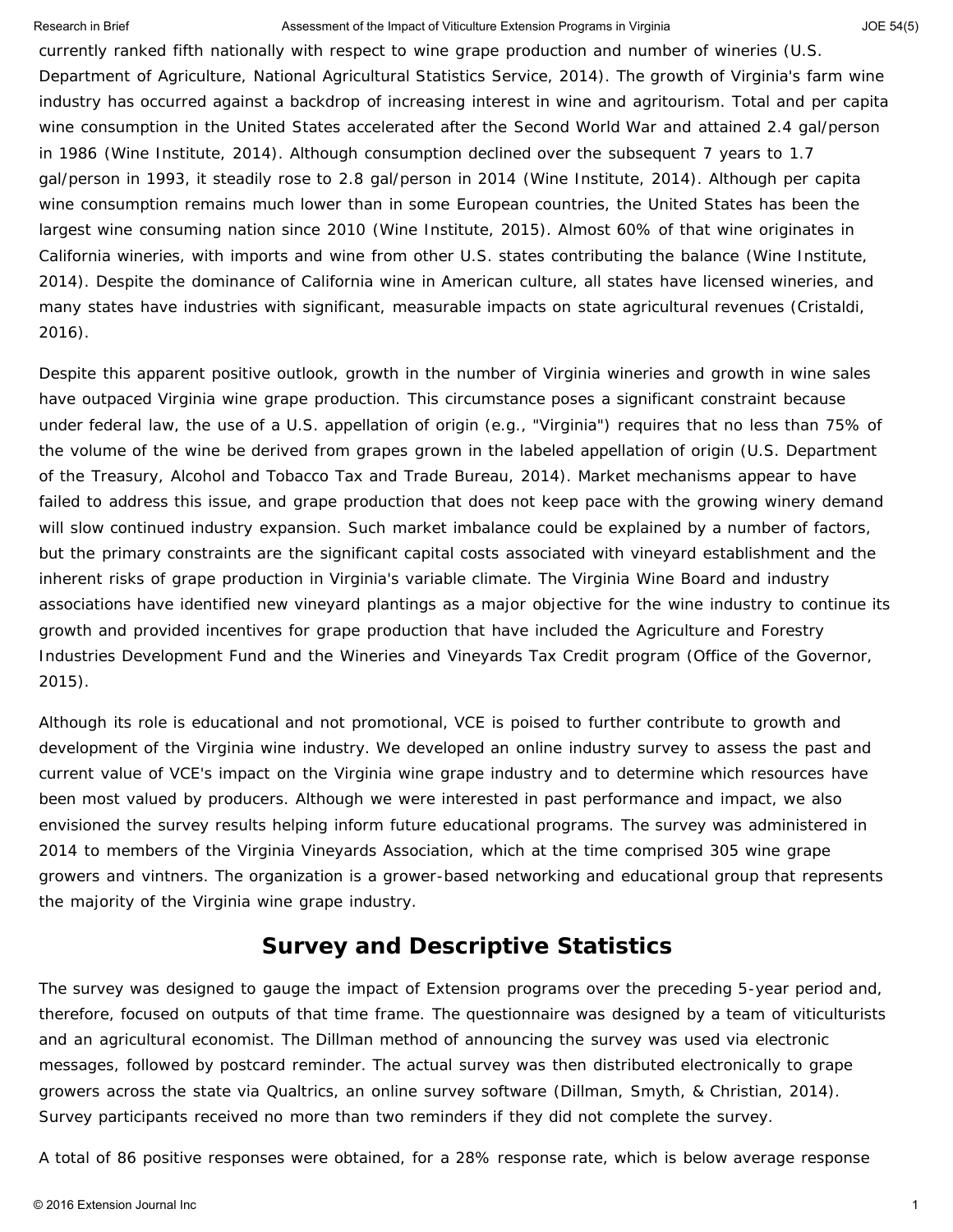currently ranked fifth nationally with respect to wine grape production and number of wineries (U.S. Department of Agriculture, National Agricultural Statistics Service, 2014). The growth of Virginia's farm wine industry has occurred against a backdrop of increasing interest in wine and agritourism. Total and per capita wine consumption in the United States accelerated after the Second World War and attained 2.4 gal/person in 1986 (Wine Institute, 2014). Although consumption declined over the subsequent 7 years to 1.7 gal/person in 1993, it steadily rose to 2.8 gal/person in 2014 (Wine Institute, 2014). Although per capita wine consumption remains much lower than in some European countries, the United States has been the largest wine consuming nation since 2010 (Wine Institute, 2015). Almost 60% of that wine originates in California wineries, with imports and wine from other U.S. states contributing the balance (Wine Institute, 2014). Despite the dominance of California wine in American culture, all states have licensed wineries, and many states have industries with significant, measurable impacts on state agricultural revenues (Cristaldi, 2016).

Despite this apparent positive outlook, growth in the number of Virginia wineries and growth in wine sales have outpaced Virginia wine grape production. This circumstance poses a significant constraint because under federal law, the use of a U.S. appellation of origin (e.g., "Virginia") requires that no less than 75% of the volume of the wine be derived from grapes grown in the labeled appellation of origin (U.S. Department of the Treasury, Alcohol and Tobacco Tax and Trade Bureau, 2014). Market mechanisms appear to have failed to address this issue, and grape production that does not keep pace with the growing winery demand will slow continued industry expansion. Such market imbalance could be explained by a number of factors, but the primary constraints are the significant capital costs associated with vineyard establishment and the inherent risks of grape production in Virginia's variable climate. The Virginia Wine Board and industry associations have identified new vineyard plantings as a major objective for the wine industry to continue its growth and provided incentives for grape production that have included the Agriculture and Forestry Industries Development Fund and the Wineries and Vineyards Tax Credit program (Office of the Governor, 2015).

Although its role is educational and not promotional, VCE is poised to further contribute to growth and development of the Virginia wine industry. We developed an online industry survey to assess the past and current value of VCE's impact on the Virginia wine grape industry and to determine which resources have been most valued by producers. Although we were interested in past performance and impact, we also envisioned the survey results helping inform future educational programs. The survey was administered in 2014 to members of the Virginia Vineyards Association, which at the time comprised 305 wine grape growers and vintners. The organization is a grower-based networking and educational group that represents the majority of the Virginia wine grape industry.

## Survey and Descriptive Statistics

The survey was designed to gauge the impact of Extension programs over the preceding 5-year period and, therefore, focused on outputs of that time frame. The questionnaire was designed by a team of viticulturists and an agricultural economist. The Dillman method of announcing the survey was used via electronic messages, followed by postcard reminder. The actual survey was then distributed electronically to grape growers across the state via Qualtrics, an online survey software (Dillman, Smyth, & Christian, 2014). Survey participants received no more than two reminders if they did not complete the survey.

A total of 86 positive responses were obtained, for a 28% response rate, which is below average response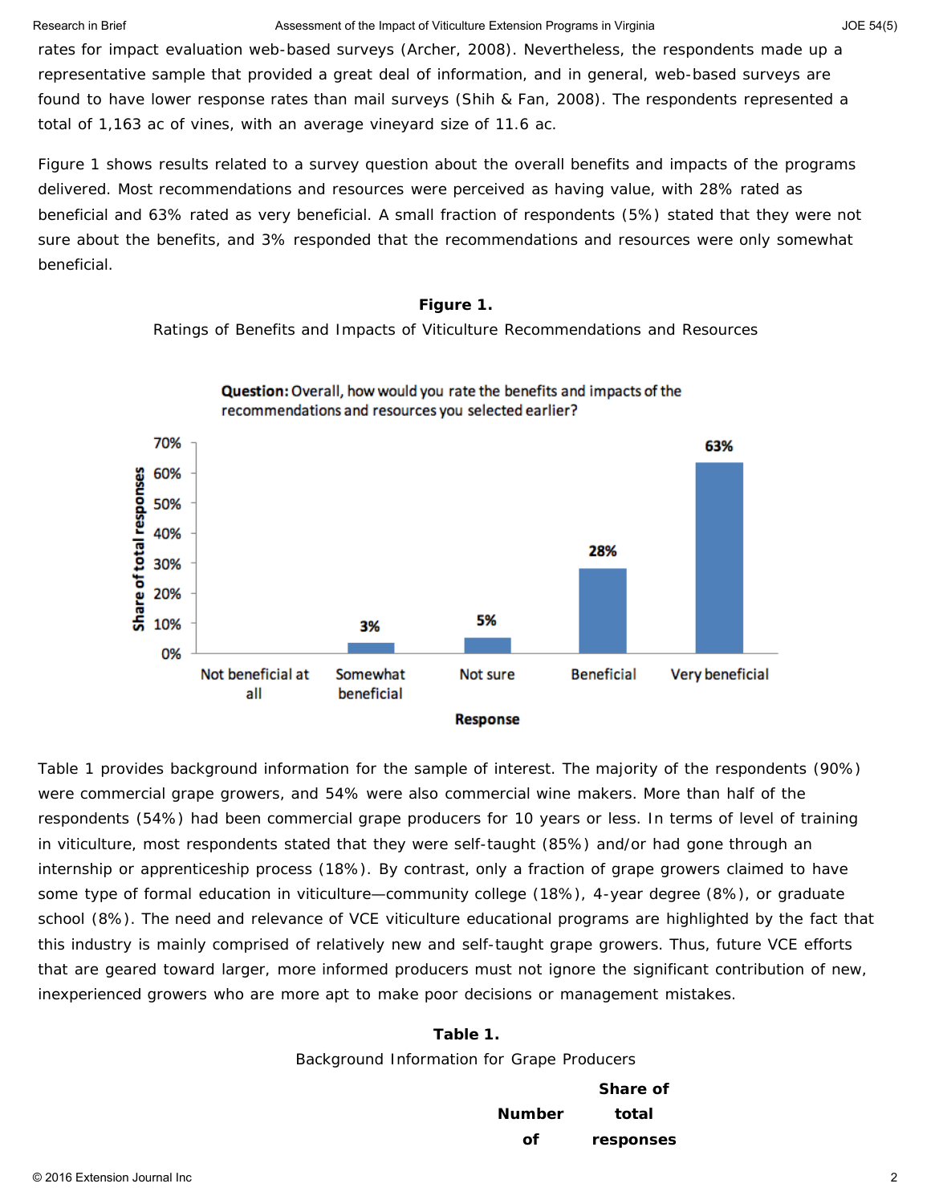rates for impact evaluation web-based surveys (Archer, 2008). Nevertheless, the respondents made up a representative sample that provided a great deal of information, and in general, web-based surveys are found to have lower response rates than mail surveys (Shih & Fan, 2008). The respondents represented a total of 1,163 ac of vines, with an average vineyard size of 11.6 ac.

Figure 1 shows results related to a survey question about the overall benefits and impacts of the programs delivered. Most recommendations and resources were perceived as having value, with 28% rated as beneficial and 63% rated as very beneficial. A small fraction of respondents (5%) stated that they were not sure about the benefits, and 3% responded that the recommendations and resources were only somewhat beneficial.

**Figure 1.**

Ratings of Benefits and Impacts of Viticulture Recommendations and Resources

**Question:** Overall, how would you rate the benefits and impacts of the recommendations and resources you selected earlier?

| Response | Share of total responses |
|---|---|
| Not beneficial at all | |
| Somewhat beneficial | 3% |
| Not sure | 5% |
| Beneficial | 28% |
| Very beneficial | 63% |

Table 1 provides background information for the sample of interest. The majority of the respondents (90%) were commercial grape growers, and 54% were also commercial wine makers. More than half of the respondents (54%) had been commercial grape producers for 10 years or less. In terms of level of training in viticulture, most respondents stated that they were self-taught (85%) and/or had gone through an internship or apprenticeship process (18%). By contrast, only a fraction of grape growers claimed to have some type of formal education in viticulture—community college (18%), 4-year degree (8%), or graduate school (8%). The need and relevance of VCE viticulture educational programs are highlighted by the fact that this industry is mainly comprised of relatively new and self-taught grape growers. Thus, future VCE efforts that are geared toward larger, more informed producers must not ignore the significant contribution of new, inexperienced growers who are more apt to make poor decisions or management mistakes.

**Table 1.**

Background Information for Grape Producers

| | Number of | Share of total responses |
|---|---|---|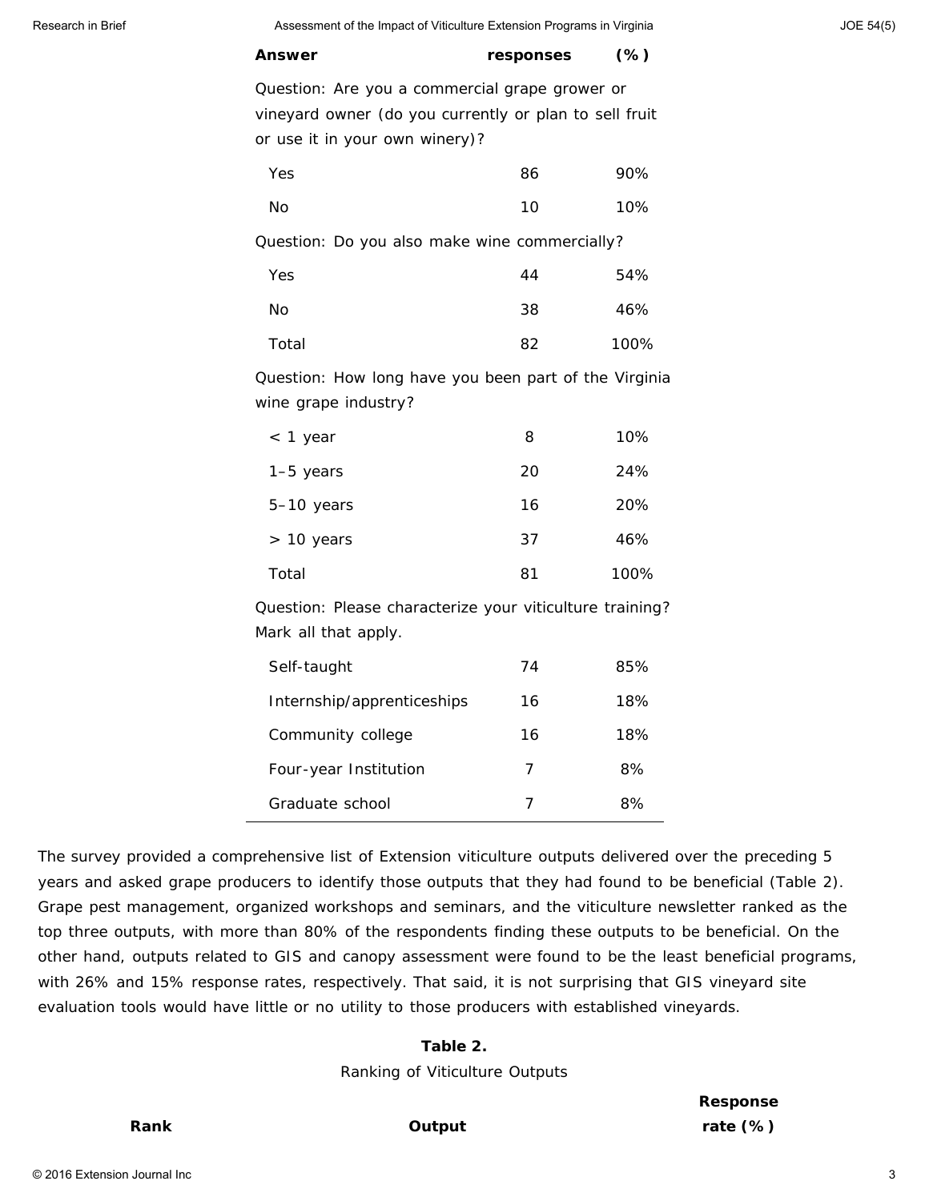| Answer | responses | (%) |
|---|---|---|
| Question: Are you a commercial grape grower or vineyard owner (do you currently or plan to sell fruit or use it in your own winery)? | | |
| Yes | 86 | 90% |
| No | 10 | 10% |
| Question: Do you also make wine commercially? | | |
| Yes | 44 | 54% |
| No | 38 | 46% |
| Total | 82 | 100% |
| Question: How long have you been part of the Virginia wine grape industry? | | |
| < 1 year | 8 | 10% |
| 1–5 years | 20 | 24% |
| 5–10 years | 16 | 20% |
| > 10 years | 37 | 46% |
| Total | 81 | 100% |
| Question: Please characterize your viticulture training? Mark all that apply. | | |
| Self-taught | 74 | 85% |
| Internship/apprenticeships | 16 | 18% |
| Community college | 16 | 18% |
| Four-year Institution | 7 | 8% |
| Graduate school | 7 | 8% |

The survey provided a comprehensive list of Extension viticulture outputs delivered over the preceding 5 years and asked grape producers to identify those outputs that they had found to be beneficial (Table 2). Grape pest management, organized workshops and seminars, and the viticulture newsletter ranked as the top three outputs, with more than 80% of the respondents finding these outputs to be beneficial. On the other hand, outputs related to GIS and canopy assessment were found to be the least beneficial programs, with 26% and 15% response rates, respectively. That said, it is not surprising that GIS vineyard site evaluation tools would have little or no utility to those producers with established vineyards.

**Table 2.**
Ranking of Viticulture Outputs

| Rank | Output | Response rate (%) |
|---|---|---|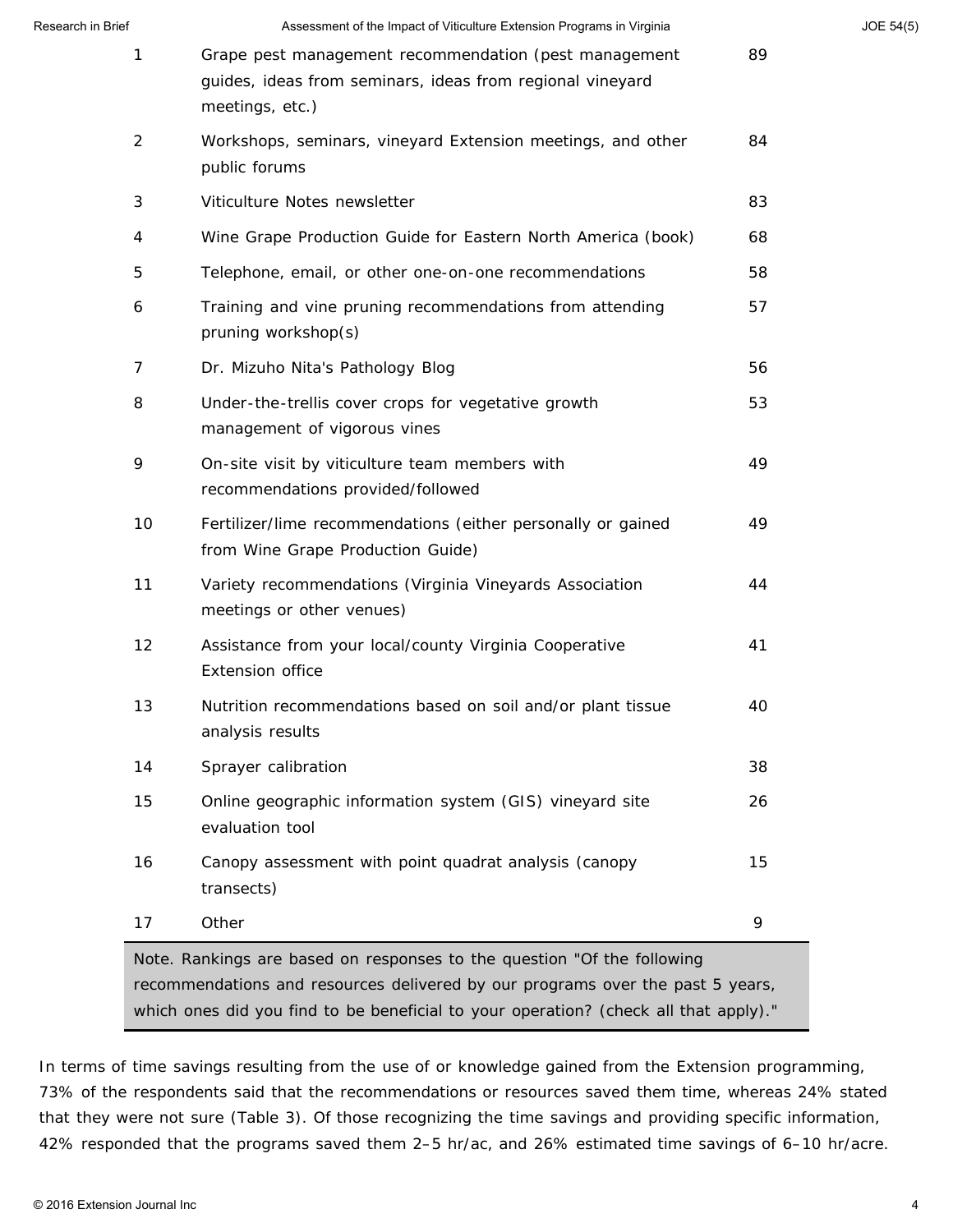| | | |
|---|---|---|
| 1 | Grape pest management recommendation (pest management guides, ideas from seminars, ideas from regional vineyard meetings, etc.) | 89 |
| 2 | Workshops, seminars, vineyard Extension meetings, and other public forums | 84 |
| 3 | Viticulture Notes newsletter | 83 |
| 4 | Wine Grape Production Guide for Eastern North America (book) | 68 |
| 5 | Telephone, email, or other one-on-one recommendations | 58 |
| 6 | Training and vine pruning recommendations from attending pruning workshop(s) | 57 |
| 7 | Dr. Mizuho Nita's Pathology Blog | 56 |
| 8 | Under-the-trellis cover crops for vegetative growth management of vigorous vines | 53 |
| 9 | On-site visit by viticulture team members with recommendations provided/followed | 49 |
| 10 | Fertilizer/lime recommendations (either personally or gained from Wine Grape Production Guide) | 49 |
| 11 | Variety recommendations (Virginia Vineyards Association meetings or other venues) | 44 |
| 12 | Assistance from your local/county Virginia Cooperative Extension office | 41 |
| 13 | Nutrition recommendations based on soil and/or plant tissue analysis results | 40 |
| 14 | Sprayer calibration | 38 |
| 15 | Online geographic information system (GIS) vineyard site evaluation tool | 26 |
| 16 | Canopy assessment with point quadrat analysis (canopy transects) | 15 |
| 17 | Other | 9 |

Note. Rankings are based on responses to the question "Of the following recommendations and resources delivered by our programs over the past 5 years, which ones did you find to be beneficial to your operation? (check all that apply)."

In terms of time savings resulting from the use of or knowledge gained from the Extension programming, 73% of the respondents said that the recommendations or resources saved them time, whereas 24% stated that they were not sure (Table 3). Of those recognizing the time savings and providing specific information, 42% responded that the programs saved them 2–5 hr/ac, and 26% estimated time savings of 6–10 hr/acre.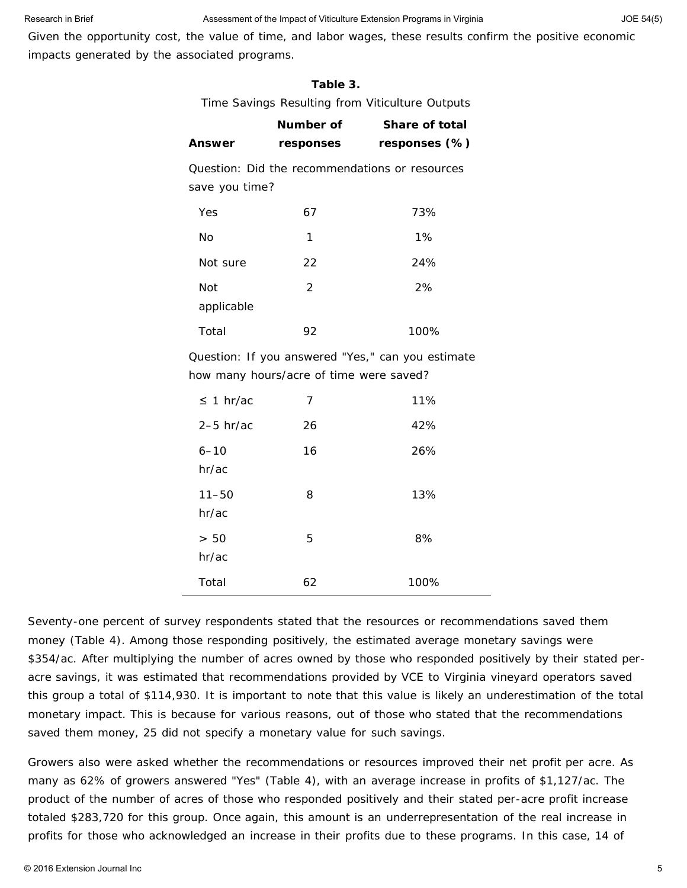Given the opportunity cost, the value of time, and labor wages, these results confirm the positive economic impacts generated by the associated programs.

**Table 3.**

Time Savings Resulting from Viticulture Outputs

| Answer | Number of responses | Share of total responses (%) |
|---|---|---|
| Question: Did the recommendations or resources save you time? | | |
| Yes | 67 | 73% |
| No | 1 | 1% |
| Not sure | 22 | 24% |
| Not applicable | 2 | 2% |
| Total | 92 | 100% |
| Question: If you answered "Yes," can you estimate how many hours/acre of time were saved? | | |
| ≤ 1 hr/ac | 7 | 11% |
| 2–5 hr/ac | 26 | 42% |
| 6–10 hr/ac | 16 | 26% |
| 11–50 hr/ac | 8 | 13% |
| > 50 hr/ac | 5 | 8% |
| Total | 62 | 100% |

Seventy-one percent of survey respondents stated that the resources or recommendations saved them money (Table 4). Among those responding positively, the estimated average monetary savings were $354/ac. After multiplying the number of acres owned by those who responded positively by their stated per-acre savings, it was estimated that recommendations provided by VCE to Virginia vineyard operators saved this group a total of $114,930. It is important to note that this value is likely an underestimation of the total monetary impact. This is because for various reasons, out of those who stated that the recommendations saved them money, 25 did not specify a monetary value for such savings.

Growers also were asked whether the recommendations or resources improved their net profit per acre. As many as 62% of growers answered "Yes" (Table 4), with an average increase in profits of $1,127/ac. The product of the number of acres of those who responded positively and their stated per-acre profit increase totaled $283,720 for this group. Once again, this amount is an underrepresentation of the real increase in profits for those who acknowledged an increase in their profits due to these programs. In this case, 14 of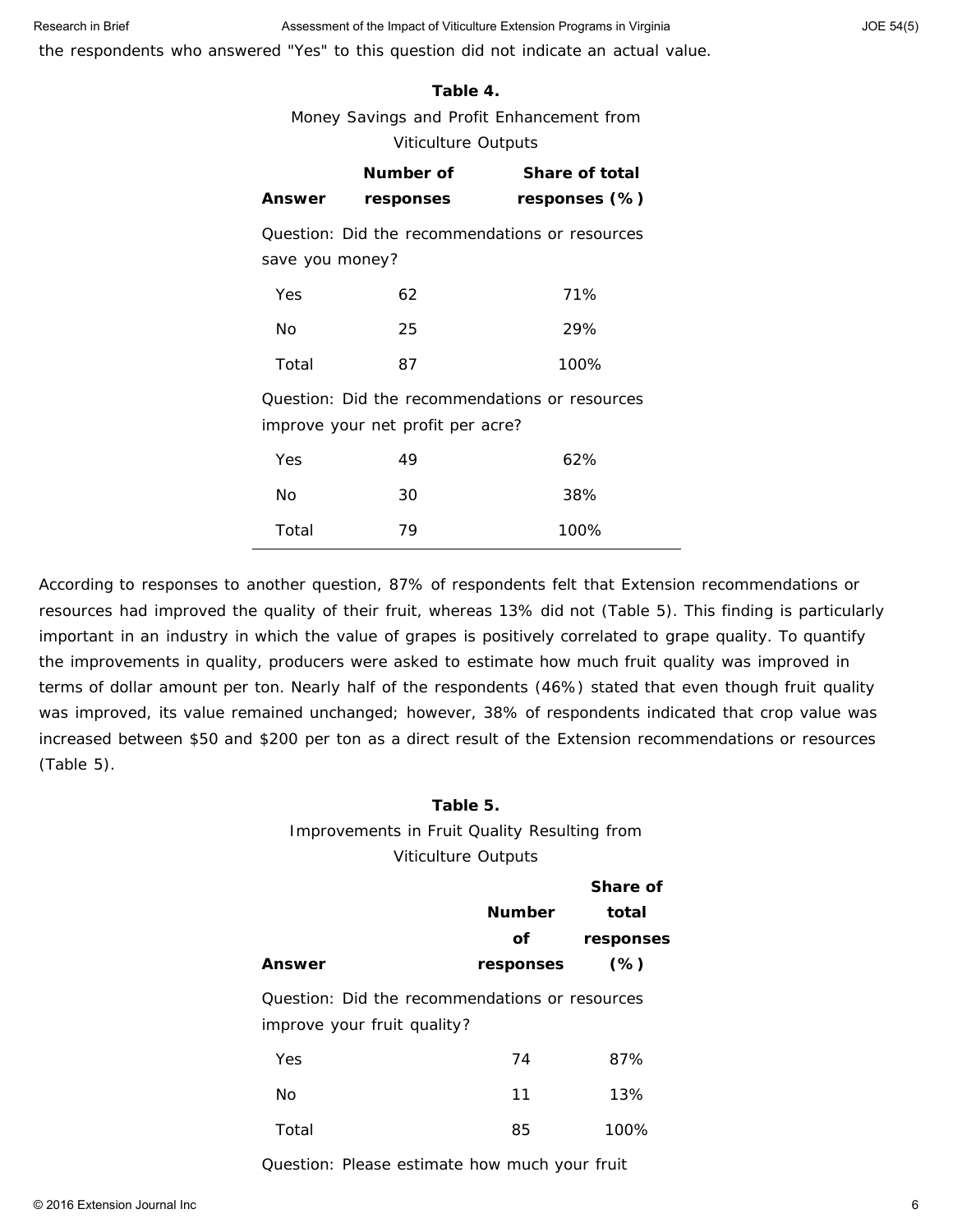the respondents who answered "Yes" to this question did not indicate an actual value.

**Table 4.**
Money Savings and Profit Enhancement from Viticulture Outputs

| Answer | Number of responses | Share of total responses (%) |
|---|---|---|
| Question: Did the recommendations or resources save you money? | | |
| Yes | 62 | 71% |
| No | 25 | 29% |
| Total | 87 | 100% |
| Question: Did the recommendations or resources improve your net profit per acre? | | |
| Yes | 49 | 62% |
| No | 30 | 38% |
| Total | 79 | 100% |

According to responses to another question, 87% of respondents felt that Extension recommendations or resources had improved the quality of their fruit, whereas 13% did not (Table 5). This finding is particularly important in an industry in which the value of grapes is positively correlated to grape quality. To quantify the improvements in quality, producers were asked to estimate how much fruit quality was improved in terms of dollar amount per ton. Nearly half of the respondents (46%) stated that even though fruit quality was improved, its value remained unchanged; however, 38% of respondents indicated that crop value was increased between $50 and $200 per ton as a direct result of the Extension recommendations or resources (Table 5).

**Table 5.**
Improvements in Fruit Quality Resulting from Viticulture Outputs

| Answer | Number of responses | Share of total responses (%) |
|---|---|---|
| Question: Did the recommendations or resources improve your fruit quality? | | |
| Yes | 74 | 87% |
| No | 11 | 13% |
| Total | 85 | 100% |
| Question: Please estimate how much your fruit | | |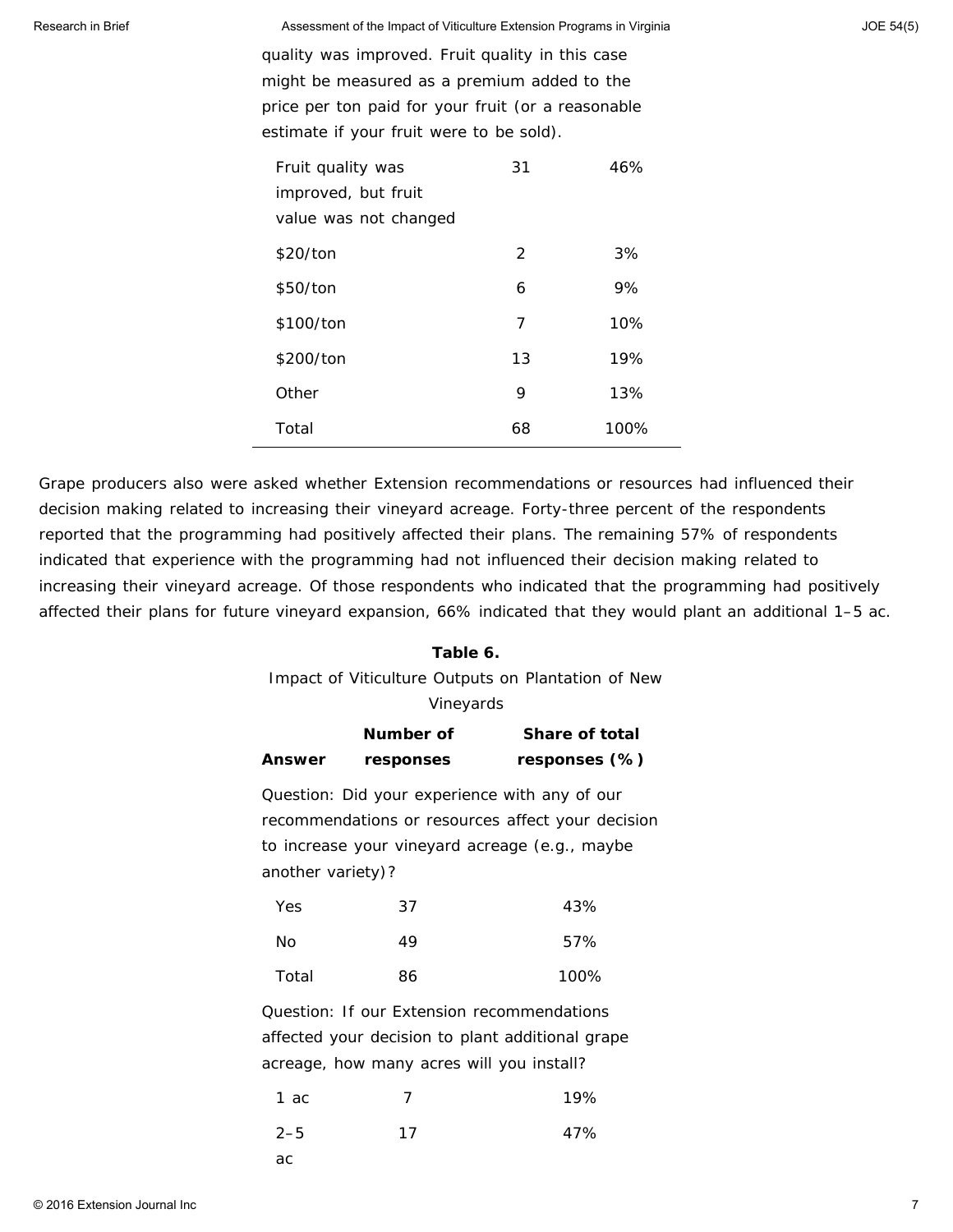| | | |
|---|---|---|
| quality was improved. Fruit quality in this case might be measured as a premium added to the price per ton paid for your fruit (or a reasonable estimate if your fruit were to be sold). | | |
| Fruit quality was improved, but fruit value was not changed | 31 | 46% |
| $20/ton | 2 | 3% |
| $50/ton | 6 | 9% |
| $100/ton | 7 | 10% |
| $200/ton | 13 | 19% |
| Other | 9 | 13% |
| Total | 68 | 100% |

Grape producers also were asked whether Extension recommendations or resources had influenced their decision making related to increasing their vineyard acreage. Forty-three percent of the respondents reported that the programming had positively affected their plans. The remaining 57% of respondents indicated that experience with the programming had not influenced their decision making related to increasing their vineyard acreage. Of those respondents who indicated that the programming had positively affected their plans for future vineyard expansion, 66% indicated that they would plant an additional 1–5 ac.

**Table 6.**

Impact of Viticulture Outputs on Plantation of New Vineyards

| Answer | Number of responses | Share of total responses (%) |
|---|---|---|
| Question: Did your experience with any of our recommendations or resources affect your decision to increase your vineyard acreage (e.g., maybe another variety)? | | |
| Yes | 37 | 43% |
| No | 49 | 57% |
| Total | 86 | 100% |
| Question: If our Extension recommendations affected your decision to plant additional grape acreage, how many acres will you install? | | |
| 1 ac | 7 | 19% |
| 2–5 ac | 17 | 47% |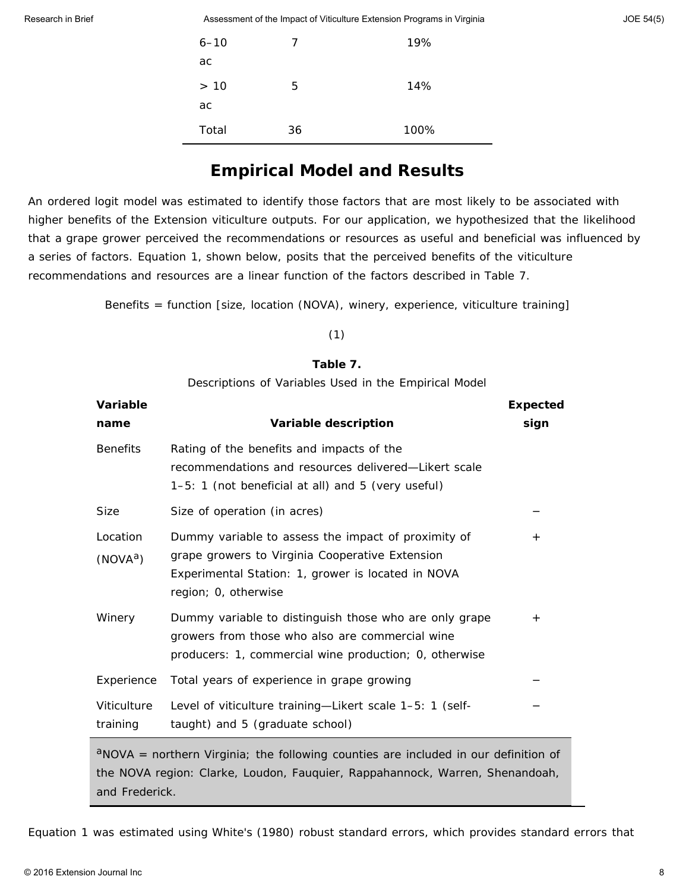| 6–10 ac | 7 | 19% |
|---|---|---|
| > 10 ac | 5 | 14% |
| Total | 36 | 100% |

## Empirical Model and Results

An ordered logit model was estimated to identify those factors that are most likely to be associated with higher benefits of the Extension viticulture outputs. For our application, we hypothesized that the likelihood that a grape grower perceived the recommendations or resources as useful and beneficial was influenced by a series of factors. Equation 1, shown below, posits that the perceived benefits of the viticulture recommendations and resources are a linear function of the factors described in Table 7.

$$\text{Benefits} = \text{function [size, location (NOVA), winery, experience, viticulture training]} \quad (1)$$

**Table 7.**

Descriptions of Variables Used in the Empirical Model

| Variable name | Variable description | Expected sign |
|---|---|---|
| Benefits | Rating of the benefits and impacts of the recommendations and resources delivered—Likert scale 1–5: 1 (not beneficial at all) and 5 (very useful) | |
| Size | Size of operation (in acres) | − |
| Location (NOVA[a]) | Dummy variable to assess the impact of proximity of grape growers to Virginia Cooperative Extension Experimental Station: 1, grower is located in NOVA region; 0, otherwise | + |
| Winery | Dummy variable to distinguish those who are only grape growers from those who also are commercial wine producers: 1, commercial wine production; 0, otherwise | + |
| Experience | Total years of experience in grape growing | − |
| Viticulture training | Level of viticulture training—Likert scale 1–5: 1 (self-taught) and 5 (graduate school) | − |

[a]NOVA = northern Virginia; the following counties are included in our definition of the NOVA region: Clarke, Loudon, Fauquier, Rappahannock, Warren, Shenandoah, and Frederick.

Equation 1 was estimated using White's (1980) robust standard errors, which provides standard errors that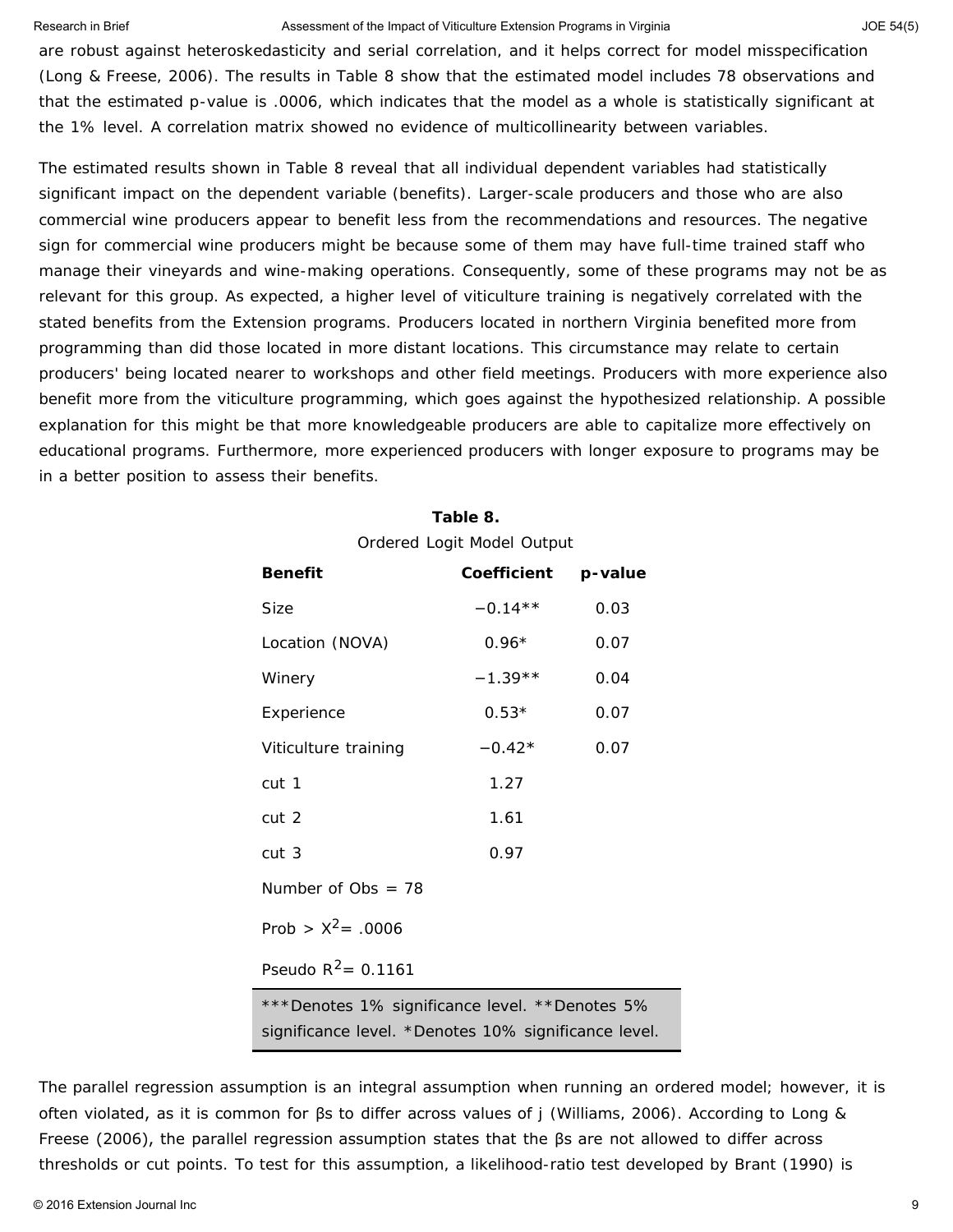are robust against heteroskedasticity and serial correlation, and it helps correct for model misspecification (Long & Freese, 2006). The results in Table 8 show that the estimated model includes 78 observations and that the estimated p-value is .0006, which indicates that the model as a whole is statistically significant at the 1% level. A correlation matrix showed no evidence of multicollinearity between variables.

The estimated results shown in Table 8 reveal that all individual dependent variables had statistically significant impact on the dependent variable (benefits). Larger-scale producers and those who are also commercial wine producers appear to benefit less from the recommendations and resources. The negative sign for commercial wine producers might be because some of them may have full-time trained staff who manage their vineyards and wine-making operations. Consequently, some of these programs may not be as relevant for this group. As expected, a higher level of viticulture training is negatively correlated with the stated benefits from the Extension programs. Producers located in northern Virginia benefited more from programming than did those located in more distant locations. This circumstance may relate to certain producers' being located nearer to workshops and other field meetings. Producers with more experience also benefit more from the viticulture programming, which goes against the hypothesized relationship. A possible explanation for this might be that more knowledgeable producers are able to capitalize more effectively on educational programs. Furthermore, more experienced producers with longer exposure to programs may be in a better position to assess their benefits.

**Table 8.**

Ordered Logit Model Output

| Benefit | Coefficient | p-value |
|---|---|---|
| Size | −0.14** | 0.03 |
| Location (NOVA) | 0.96* | 0.07 |
| Winery | −1.39** | 0.04 |
| Experience | 0.53* | 0.07 |
| Viticulture training | −0.42* | 0.07 |
| cut 1 | 1.27 | |
| cut 2 | 1.61 | |
| cut 3 | 0.97 | |
| Number of Obs = 78 | | |
| Prob > $X^2$= .0006 | | |
| Pseudo $R^2$= 0.1161 | | |

***Denotes 1% significance level. **Denotes 5% significance level. *Denotes 10% significance level.

The parallel regression assumption is an integral assumption when running an ordered model; however, it is often violated, as it is common for βs to differ across values of j (Williams, 2006). According to Long & Freese (2006), the parallel regression assumption states that the βs are not allowed to differ across thresholds or cut points. To test for this assumption, a likelihood-ratio test developed by Brant (1990) is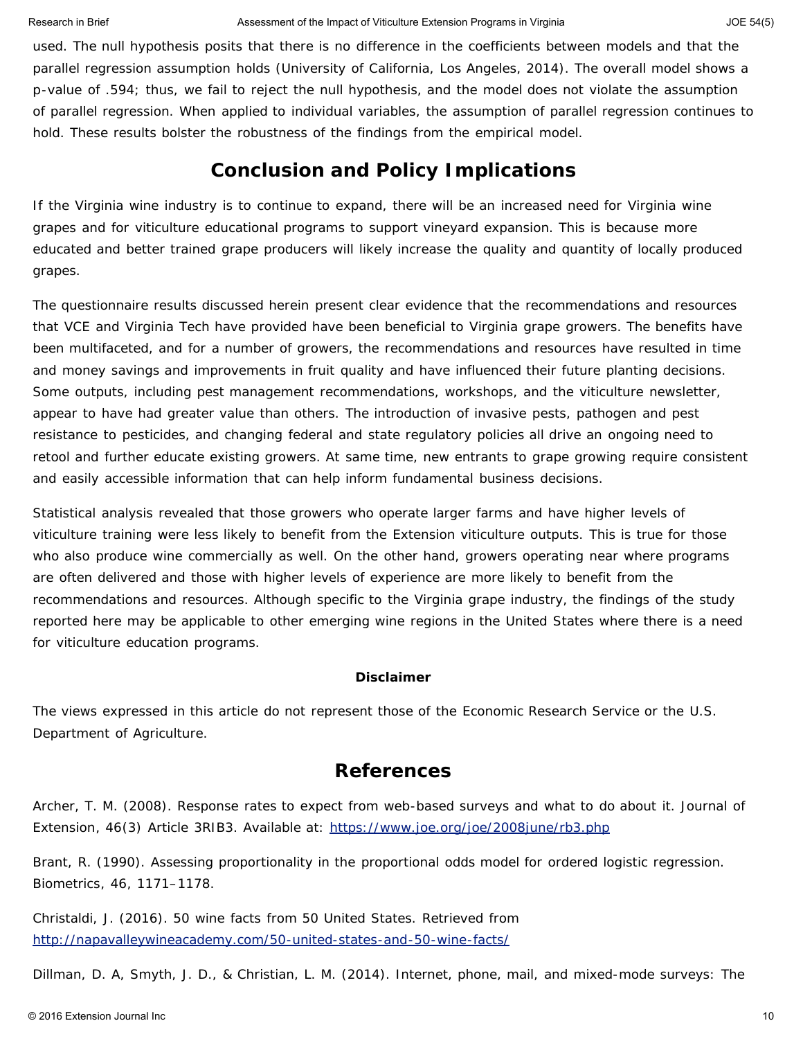used. The null hypothesis posits that there is no difference in the coefficients between models and that the parallel regression assumption holds (University of California, Los Angeles, 2014). The overall model shows a p-value of .594; thus, we fail to reject the null hypothesis, and the model does not violate the assumption of parallel regression. When applied to individual variables, the assumption of parallel regression continues to hold. These results bolster the robustness of the findings from the empirical model.

## Conclusion and Policy Implications

If the Virginia wine industry is to continue to expand, there will be an increased need for Virginia wine grapes and for viticulture educational programs to support vineyard expansion. This is because more educated and better trained grape producers will likely increase the quality and quantity of locally produced grapes.

The questionnaire results discussed herein present clear evidence that the recommendations and resources that VCE and Virginia Tech have provided have been beneficial to Virginia grape growers. The benefits have been multifaceted, and for a number of growers, the recommendations and resources have resulted in time and money savings and improvements in fruit quality and have influenced their future planting decisions. Some outputs, including pest management recommendations, workshops, and the viticulture newsletter, appear to have had greater value than others. The introduction of invasive pests, pathogen and pest resistance to pesticides, and changing federal and state regulatory policies all drive an ongoing need to retool and further educate existing growers. At same time, new entrants to grape growing require consistent and easily accessible information that can help inform fundamental business decisions.

Statistical analysis revealed that those growers who operate larger farms and have higher levels of viticulture training were less likely to benefit from the Extension viticulture outputs. This is true for those who also produce wine commercially as well. On the other hand, growers operating near where programs are often delivered and those with higher levels of experience are more likely to benefit from the recommendations and resources. Although specific to the Virginia grape industry, the findings of the study reported here may be applicable to other emerging wine regions in the United States where there is a need for viticulture education programs.

**Disclaimer**

The views expressed in this article do not represent those of the Economic Research Service or the U.S. Department of Agriculture.

## References

Archer, T. M. (2008). Response rates to expect from web-based surveys and what to do about it. Journal of Extension, 46(3) Article 3RIB3. Available at: https://www.joe.org/joe/2008june/rb3.php

Brant, R. (1990). Assessing proportionality in the proportional odds model for ordered logistic regression. Biometrics, 46, 1171–1178.

Christaldi, J. (2016). 50 wine facts from 50 United States. Retrieved from http://napavalleywineacademy.com/50-united-states-and-50-wine-facts/

Dillman, D. A, Smyth, J. D., & Christian, L. M. (2014). Internet, phone, mail, and mixed-mode surveys: The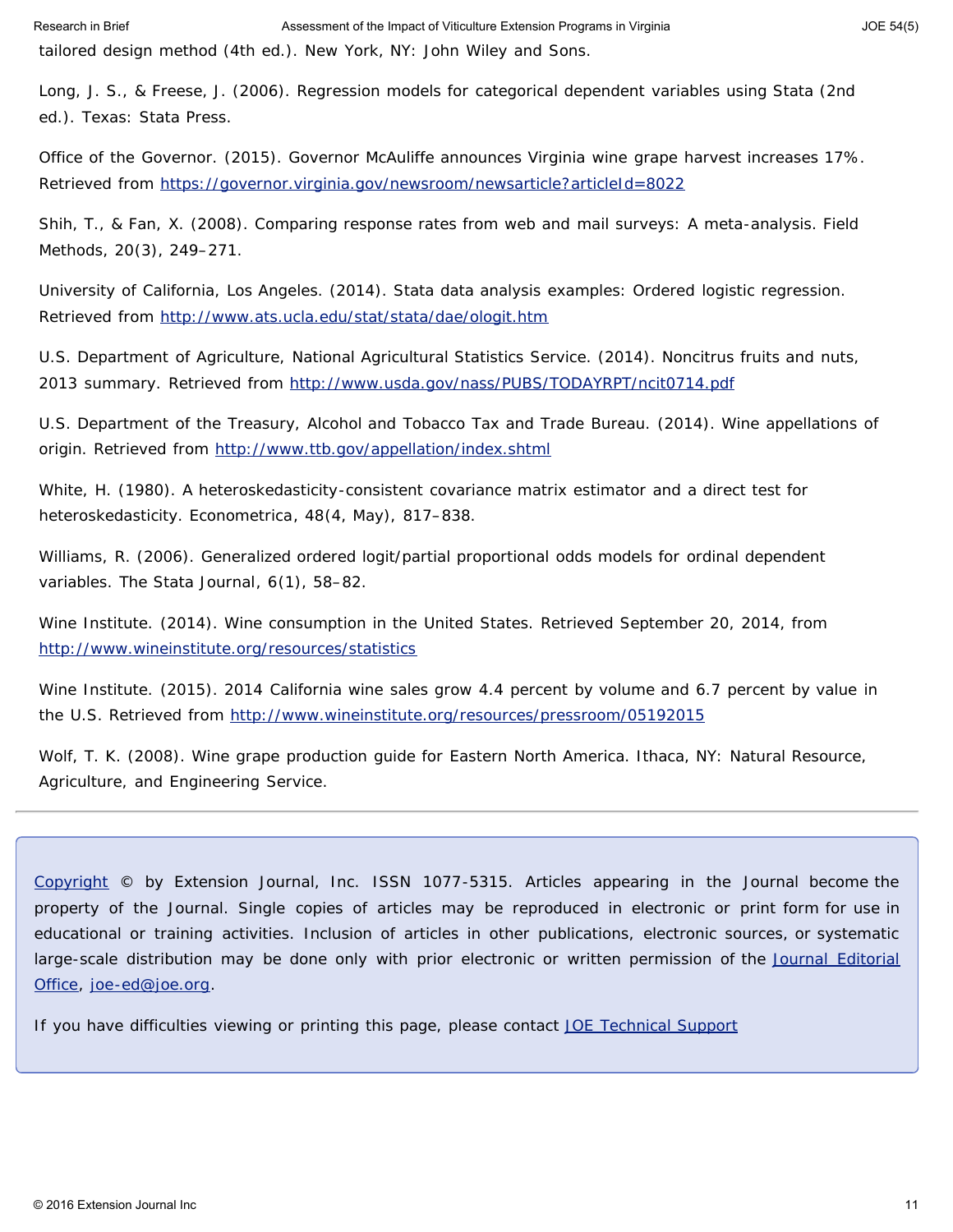tailored design method (4th ed.). New York, NY: John Wiley and Sons.

Long, J. S., & Freese, J. (2006). Regression models for categorical dependent variables using Stata (2nd ed.). Texas: Stata Press.

Office of the Governor. (2015). Governor McAuliffe announces Virginia wine grape harvest increases 17%. Retrieved from https://governor.virginia.gov/newsroom/newsarticle?articleId=8022

Shih, T., & Fan, X. (2008). Comparing response rates from web and mail surveys: A meta-analysis. Field Methods, 20(3), 249–271.

University of California, Los Angeles. (2014). Stata data analysis examples: Ordered logistic regression. Retrieved from http://www.ats.ucla.edu/stat/stata/dae/ologit.htm

U.S. Department of Agriculture, National Agricultural Statistics Service. (2014). Noncitrus fruits and nuts, 2013 summary. Retrieved from http://www.usda.gov/nass/PUBS/TODAYRPT/ncit0714.pdf

U.S. Department of the Treasury, Alcohol and Tobacco Tax and Trade Bureau. (2014). Wine appellations of origin. Retrieved from http://www.ttb.gov/appellation/index.shtml

White, H. (1980). A heteroskedasticity-consistent covariance matrix estimator and a direct test for heteroskedasticity. Econometrica, 48(4, May), 817–838.

Williams, R. (2006). Generalized ordered logit/partial proportional odds models for ordinal dependent variables. The Stata Journal, 6(1), 58–82.

Wine Institute. (2014). Wine consumption in the United States. Retrieved September 20, 2014, from http://www.wineinstitute.org/resources/statistics

Wine Institute. (2015). 2014 California wine sales grow 4.4 percent by volume and 6.7 percent by value in the U.S. Retrieved from http://www.wineinstitute.org/resources/pressroom/05192015

Wolf, T. K. (2008). Wine grape production guide for Eastern North America. Ithaca, NY: Natural Resource, Agriculture, and Engineering Service.

---

Copyright © by Extension Journal, Inc. ISSN 1077-5315. Articles appearing in the Journal become the property of the Journal. Single copies of articles may be reproduced in electronic or print form for use in educational or training activities. Inclusion of articles in other publications, electronic sources, or systematic large-scale distribution may be done only with prior electronic or written permission of the Journal Editorial Office, joe-ed@joe.org.

If you have difficulties viewing or printing this page, please contact JOE Technical Support